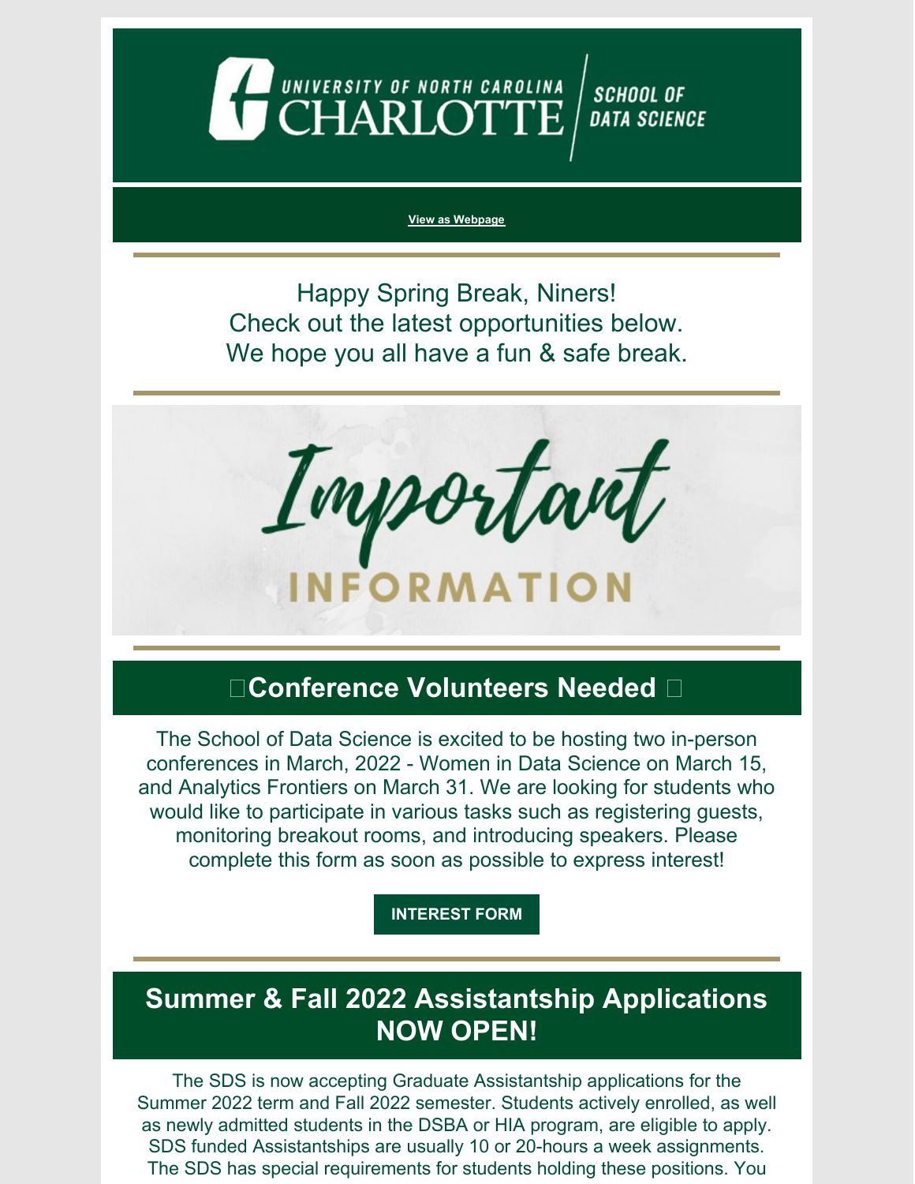UNIVERSITY OF NORTH CAROLINA CHARLOTTE | SCHOOL OF DATA SCIENCE

View as Webpage

Happy Spring Break, Niners!
Check out the latest opportunities below.
We hope you all have a fun & safe break.

Important INFORMATION

## Conference Volunteers Needed

The School of Data Science is excited to be hosting two in-person conferences in March, 2022 - Women in Data Science on March 15, and Analytics Frontiers on March 31. We are looking for students who would like to participate in various tasks such as registering guests, monitoring breakout rooms, and introducing speakers. Please complete this form as soon as possible to express interest!

**INTEREST FORM**

## Summer & Fall 2022 Assistantship Applications NOW OPEN!

The SDS is now accepting Graduate Assistantship applications for the Summer 2022 term and Fall 2022 semester. Students actively enrolled, as well as newly admitted students in the DSBA or HIA program, are eligible to apply. SDS funded Assistantships are usually 10 or 20-hours a week assignments. The SDS has special requirements for students holding these positions. You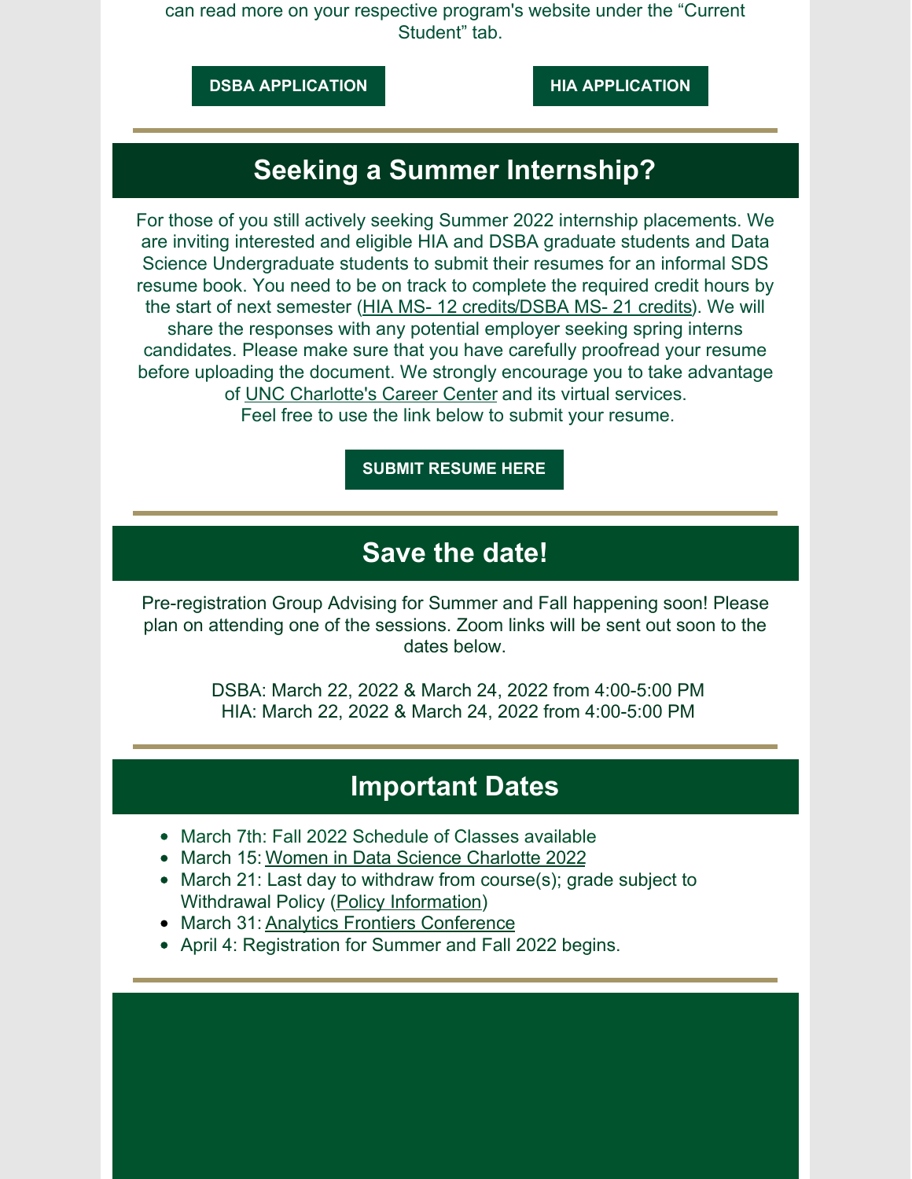can read more on your respective program's website under the "Current Student" tab.

**DSBA APPLICATION** **HIA APPLICATION**

---

## Seeking a Summer Internship?

For those of you still actively seeking Summer 2022 internship placements. We are inviting interested and eligible HIA and DSBA graduate students and Data Science Undergraduate students to submit their resumes for an informal SDS resume book. You need to be on track to complete the required credit hours by the start of next semester (HIA MS- 12 credits/DSBA MS- 21 credits). We will share the responses with any potential employer seeking spring interns candidates. Please make sure that you have carefully proofread your resume before uploading the document. We strongly encourage you to take advantage of UNC Charlotte's Career Center and its virtual services.
Feel free to use the link below to submit your resume.

**SUBMIT RESUME HERE**

---

## Save the date!

Pre-registration Group Advising for Summer and Fall happening soon! Please plan on attending one of the sessions. Zoom links will be sent out soon to the dates below.

DSBA: March 22, 2022 & March 24, 2022 from 4:00-5:00 PM
HIA: March 22, 2022 & March 24, 2022 from 4:00-5:00 PM

---

## Important Dates

- March 7th: Fall 2022 Schedule of Classes available
- March 15: Women in Data Science Charlotte 2022
- March 21: Last day to withdraw from course(s); grade subject to Withdrawal Policy (Policy Information)
- March 31: Analytics Frontiers Conference
- April 4: Registration for Summer and Fall 2022 begins.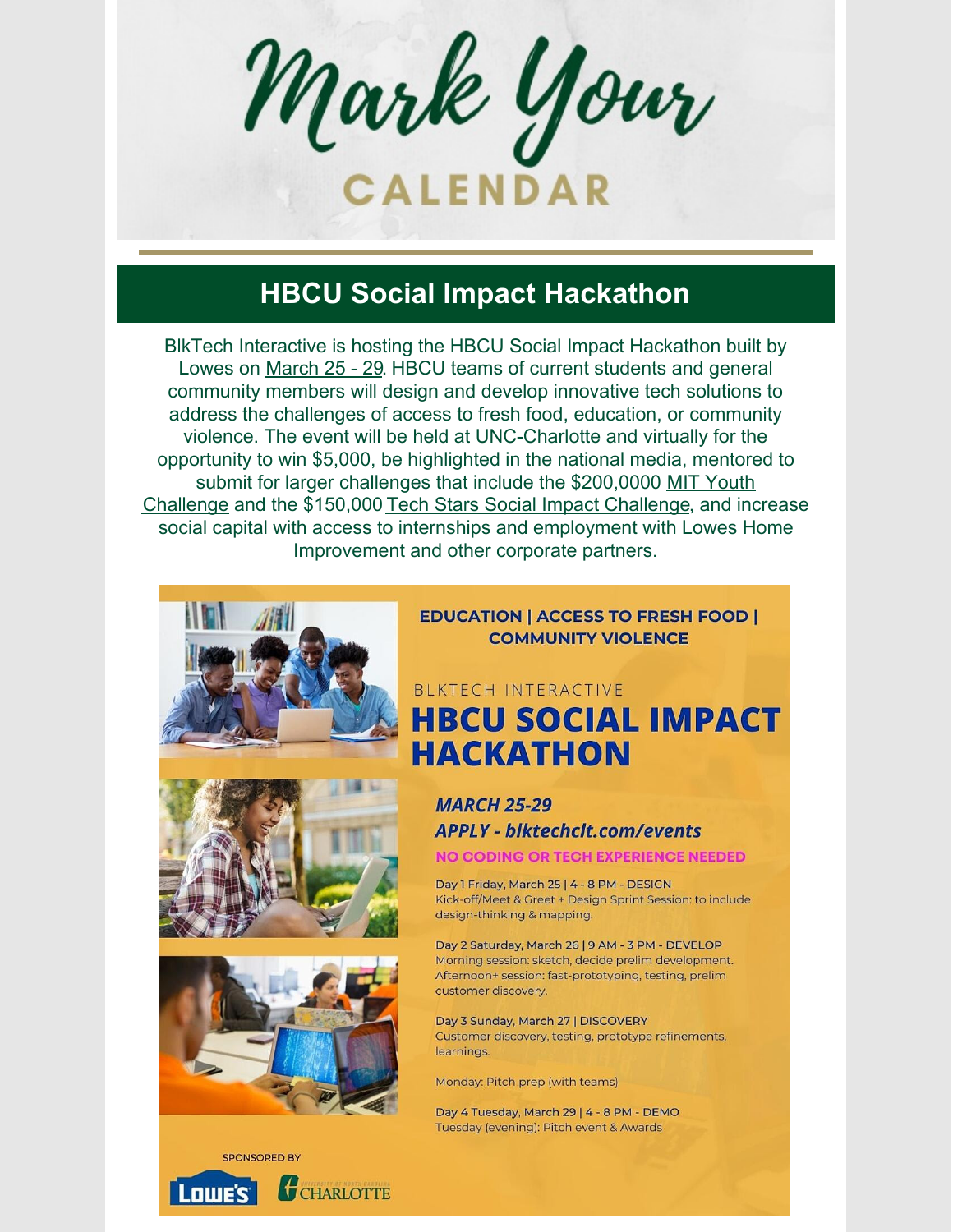# Mark Your CALENDAR

## HBCU Social Impact Hackathon

BlkTech Interactive is hosting the HBCU Social Impact Hackathon built by Lowes on March 25 - 29. HBCU teams of current students and general community members will design and develop innovative tech solutions to address the challenges of access to fresh food, education, or community violence. The event will be held at UNC-Charlotte and virtually for the opportunity to win $5,000, be highlighted in the national media, mentored to submit for larger challenges that include the $200,0000 MIT Youth Challenge and the $150,000 Tech Stars Social Impact Challenge, and increase social capital with access to internships and employment with Lowes Home Improvement and other corporate partners.

**EDUCATION | ACCESS TO FRESH FOOD | COMMUNITY VIOLENCE**

BLKTECH INTERACTIVE

**HBCU SOCIAL IMPACT HACKATHON**

***MARCH 25-29***

***APPLY - blktechclt.com/events***

**NO CODING OR TECH EXPERIENCE NEEDED**

Day 1 Friday, March 25 | 4 - 8 PM - DESIGN
Kick-off/Meet & Greet + Design Sprint Session: to include design-thinking & mapping.

Day 2 Saturday, March 26 | 9 AM - 3 PM - DEVELOP
Morning session: sketch, decide prelim development.
Afternoon+ session: fast-prototyping, testing, prelim customer discovery.

Day 3 Sunday, March 27 | DISCOVERY
Customer discovery, testing, prototype refinements, learnings.

Monday: Pitch prep (with teams)

Day 4 Tuesday, March 29 | 4 - 8 PM - DEMO
Tuesday (evening): Pitch event & Awards

SPONSORED BY

LOWE'S | UNIVERSITY OF NORTH CAROLINA CHARLOTTE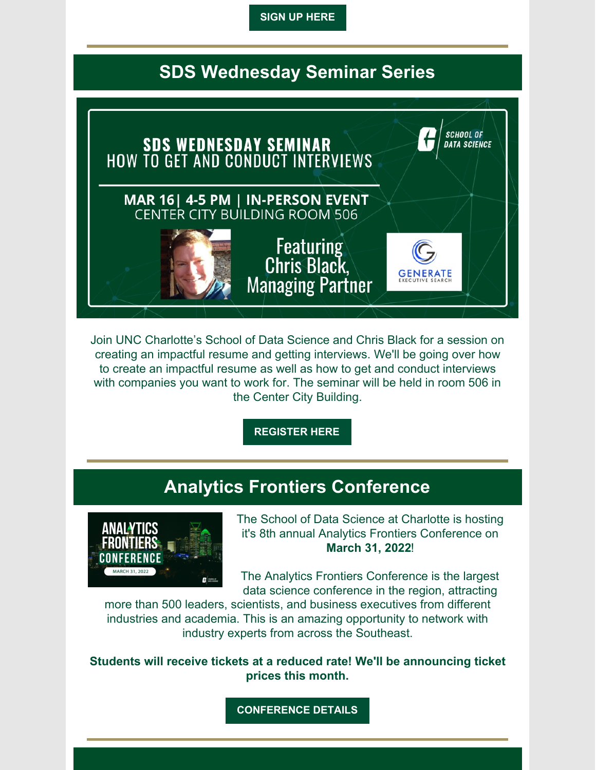**SIGN UP HERE**

## SDS Wednesday Seminar Series

SDS WEDNESDAY SEMINAR
HOW TO GET AND CONDUCT INTERVIEWS

MAR 16| 4-5 PM | IN-PERSON EVENT
CENTER CITY BUILDING ROOM 506

Featuring Chris Black, Managing Partner

SCHOOL OF DATA SCIENCE

GENERATE EXECUTIVE SEARCH

Join UNC Charlotte's School of Data Science and Chris Black for a session on creating an impactful resume and getting interviews. We'll be going over how to create an impactful resume as well as how to get and conduct interviews with companies you want to work for. The seminar will be held in room 506 in the Center City Building.

**REGISTER HERE**

## Analytics Frontiers Conference

ANALYTICS FRONTIERS CONFERENCE
MARCH 31, 2022

The School of Data Science at Charlotte is hosting it's 8th annual Analytics Frontiers Conference on **March 31, 2022**!

The Analytics Frontiers Conference is the largest data science conference in the region, attracting more than 500 leaders, scientists, and business executives from different industries and academia. This is an amazing opportunity to network with industry experts from across the Southeast.

**Students will receive tickets at a reduced rate! We'll be announcing ticket prices this month.**

**CONFERENCE DETAILS**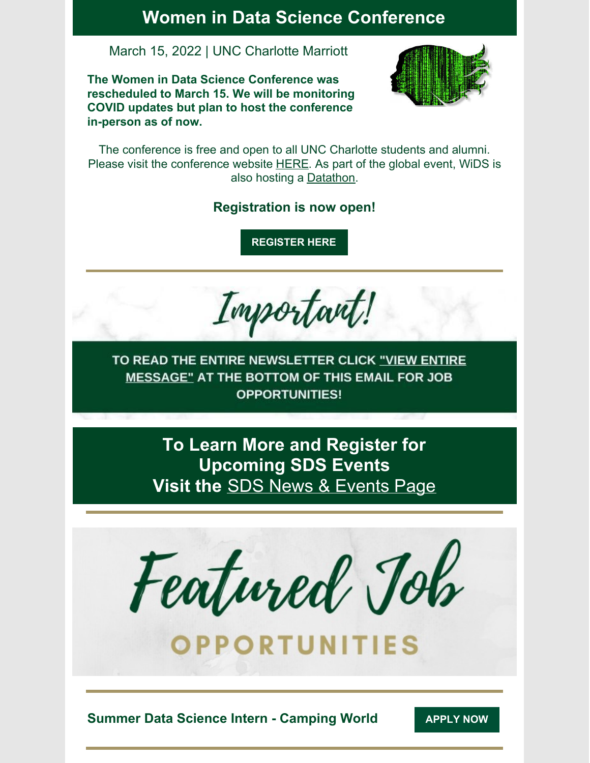## Women in Data Science Conference

March 15, 2022 | UNC Charlotte Marriott

**The Women in Data Science Conference was rescheduled to March 15. We will be monitoring COVID updates but plan to host the conference in-person as of now.**

The conference is free and open to all UNC Charlotte students and alumni. Please visit the conference website HERE. As part of the global event, WiDS is also hosting a Datathon.

**Registration is now open!**

**REGISTER HERE**

---

*Important!*

**TO READ THE ENTIRE NEWSLETTER CLICK "VIEW ENTIRE MESSAGE" AT THE BOTTOM OF THIS EMAIL FOR JOB OPPORTUNITIES!**

## To Learn More and Register for Upcoming SDS Events Visit the SDS News & Events Page

---

# *Featured Job* OPPORTUNITIES

---

**Summer Data Science Intern - Camping World** **APPLY NOW**

---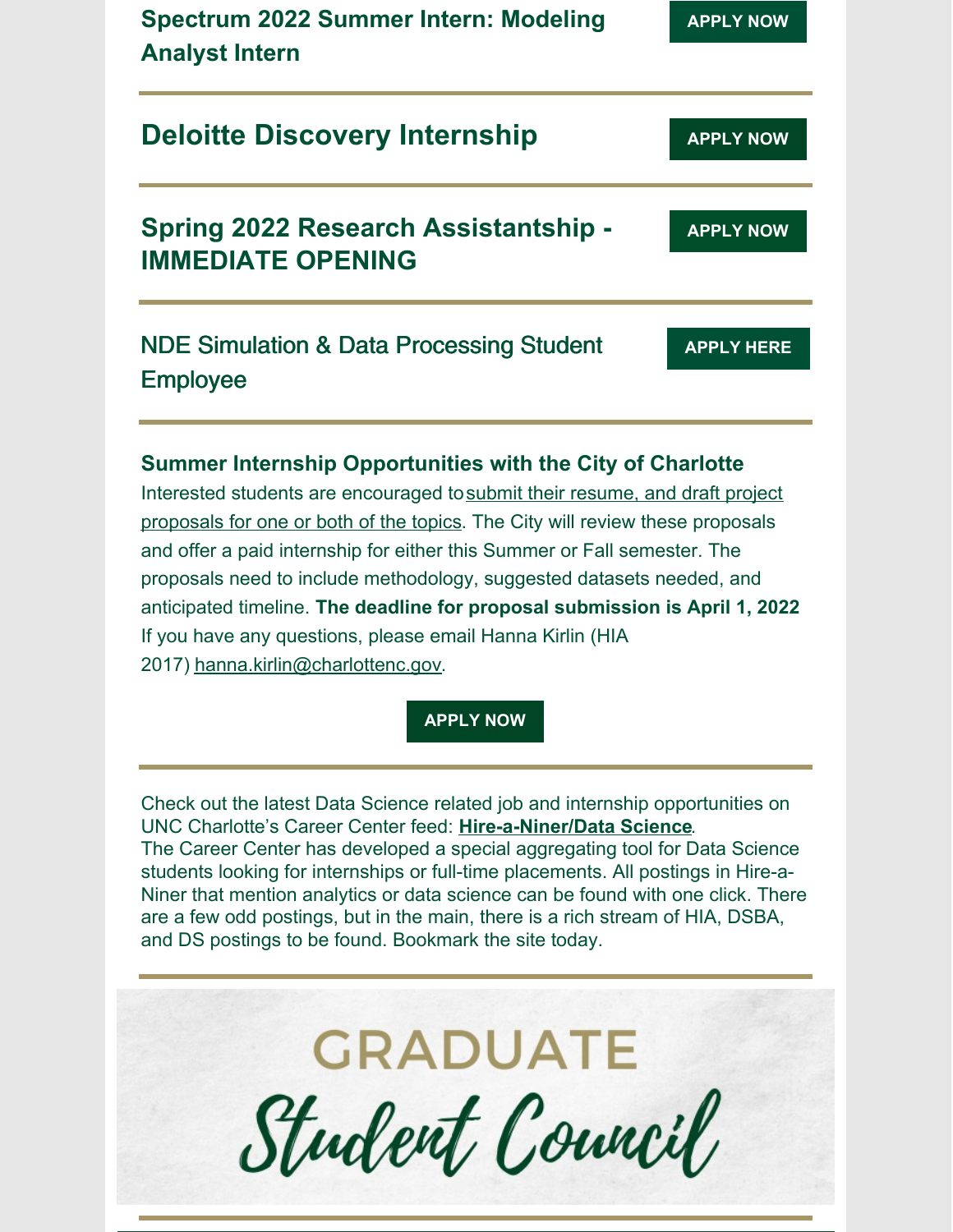## Spectrum 2022 Summer Intern: Modeling Analyst Intern

APPLY NOW

---

## Deloitte Discovery Internship

APPLY NOW

---

## Spring 2022 Research Assistantship - IMMEDIATE OPENING

APPLY NOW

---

## NDE Simulation & Data Processing Student Employee

APPLY HERE

---

### Summer Internship Opportunities with the City of Charlotte

Interested students are encouraged to submit their resume, and draft project proposals for one or both of the topics. The City will review these proposals and offer a paid internship for either this Summer or Fall semester. The proposals need to include methodology, suggested datasets needed, and anticipated timeline. **The deadline for proposal submission is April 1, 2022** If you have any questions, please email Hanna Kirlin (HIA 2017) hanna.kirlin@charlottenc.gov.

APPLY NOW

---

Check out the latest Data Science related job and internship opportunities on UNC Charlotte's Career Center feed: **Hire-a-Niner/Data Science**.
The Career Center has developed a special aggregating tool for Data Science students looking for internships or full-time placements. All postings in Hire-a-Niner that mention analytics or data science can be found with one click. There are a few odd postings, but in the main, there is a rich stream of HIA, DSBA, and DS postings to be found. Bookmark the site today.

---

GRADUATE Student Council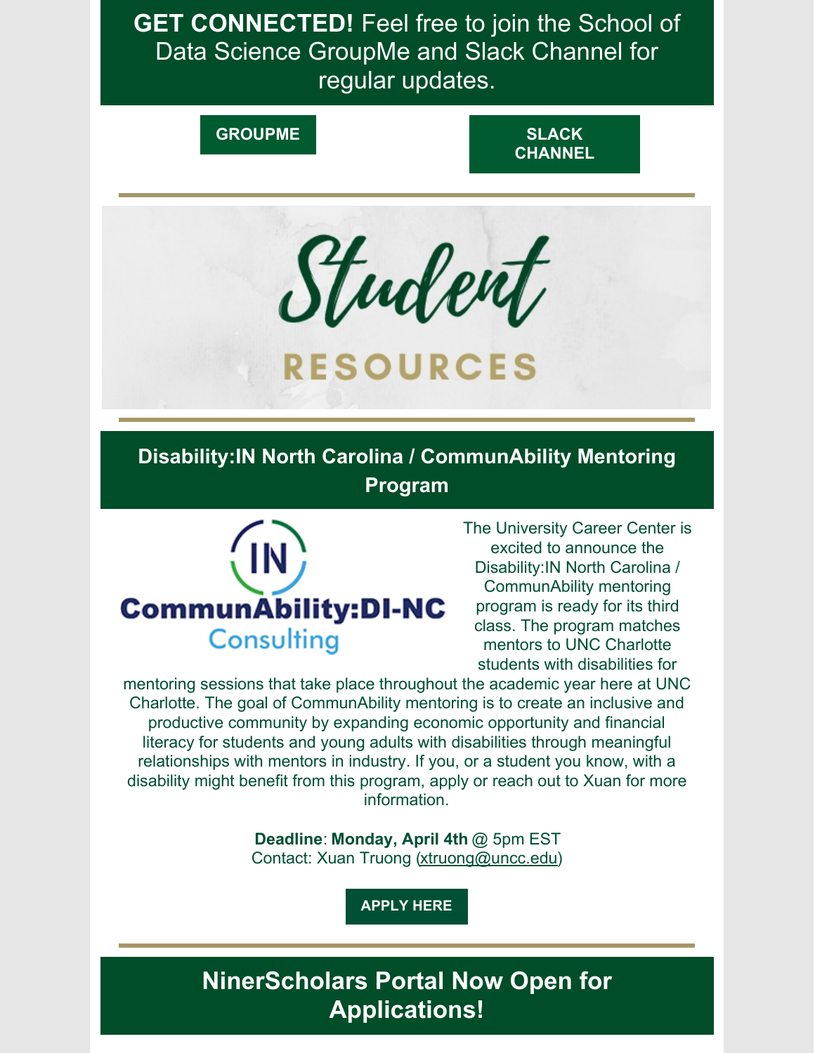**GET CONNECTED!** Feel free to join the School of Data Science GroupMe and Slack Channel for regular updates.

**GROUPME**

**SLACK CHANNEL**

# Student RESOURCES

## Disability:IN North Carolina / CommunAbility Mentoring Program

The University Career Center is excited to announce the Disability:IN North Carolina / CommunAbility mentoring program is ready for its third class. The program matches mentors to UNC Charlotte students with disabilities for mentoring sessions that take place throughout the academic year here at UNC Charlotte. The goal of CommunAbility mentoring is to create an inclusive and productive community by expanding economic opportunity and financial literacy for students and young adults with disabilities through meaningful relationships with mentors in industry. If you, or a student you know, with a disability might benefit from this program, apply or reach out to Xuan for more information.

**Deadline**: **Monday, April 4th** @ 5pm EST
Contact: Xuan Truong (xtruong@uncc.edu)

**APPLY HERE**

## NinerScholars Portal Now Open for Applications!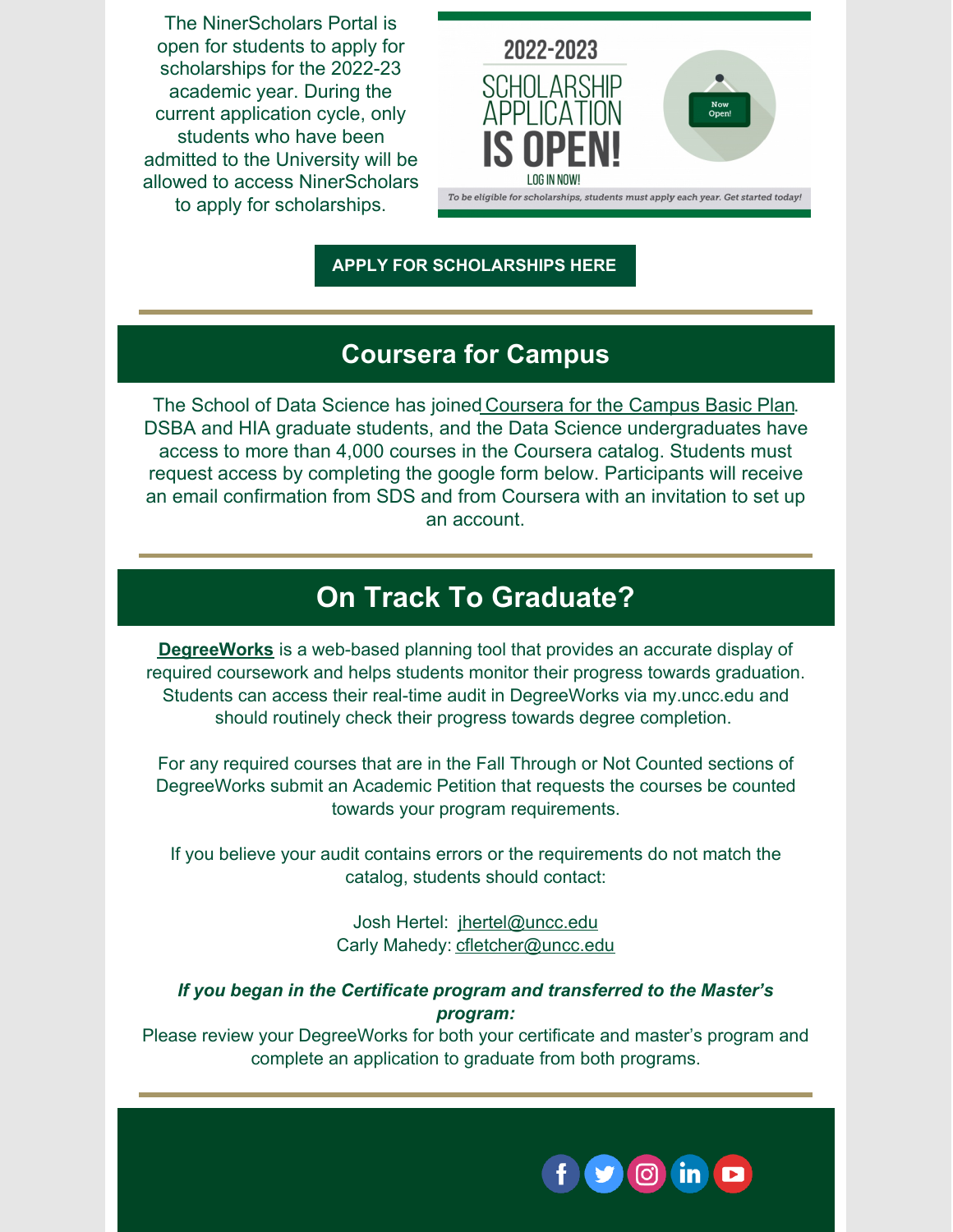The NinerScholars Portal is open for students to apply for scholarships for the 2022-23 academic year. During the current application cycle, only students who have been admitted to the University will be allowed to access NinerScholars to apply for scholarships.

2022-2023 SCHOLARSHIP APPLICATION IS OPEN!

LOG IN NOW!

Now Open!

*To be eligible for scholarships, students must apply each year. Get started today!*

**APPLY FOR SCHOLARSHIPS HERE**

## Coursera for Campus

The School of Data Science has joined Coursera for the Campus Basic Plan. DSBA and HIA graduate students, and the Data Science undergraduates have access to more than 4,000 courses in the Coursera catalog. Students must request access by completing the google form below. Participants will receive an email confirmation from SDS and from Coursera with an invitation to set up an account.

## On Track To Graduate?

**DegreeWorks** is a web-based planning tool that provides an accurate display of required coursework and helps students monitor their progress towards graduation. Students can access their real-time audit in DegreeWorks via my.uncc.edu and should routinely check their progress towards degree completion.

For any required courses that are in the Fall Through or Not Counted sections of DegreeWorks submit an Academic Petition that requests the courses be counted towards your program requirements.

If you believe your audit contains errors or the requirements do not match the catalog, students should contact:

Josh Hertel: jhertel@uncc.edu
Carly Mahedy: cfletcher@uncc.edu

***If you began in the Certificate program and transferred to the Master's program:***

Please review your DegreeWorks for both your certificate and master's program and complete an application to graduate from both programs.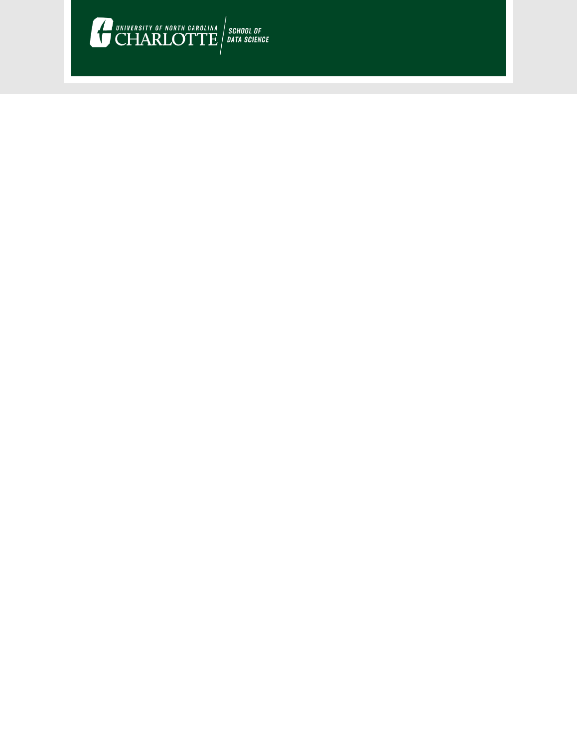UNIVERSITY OF NORTH CAROLINA CHARLOTTE

SCHOOL OF DATA SCIENCE